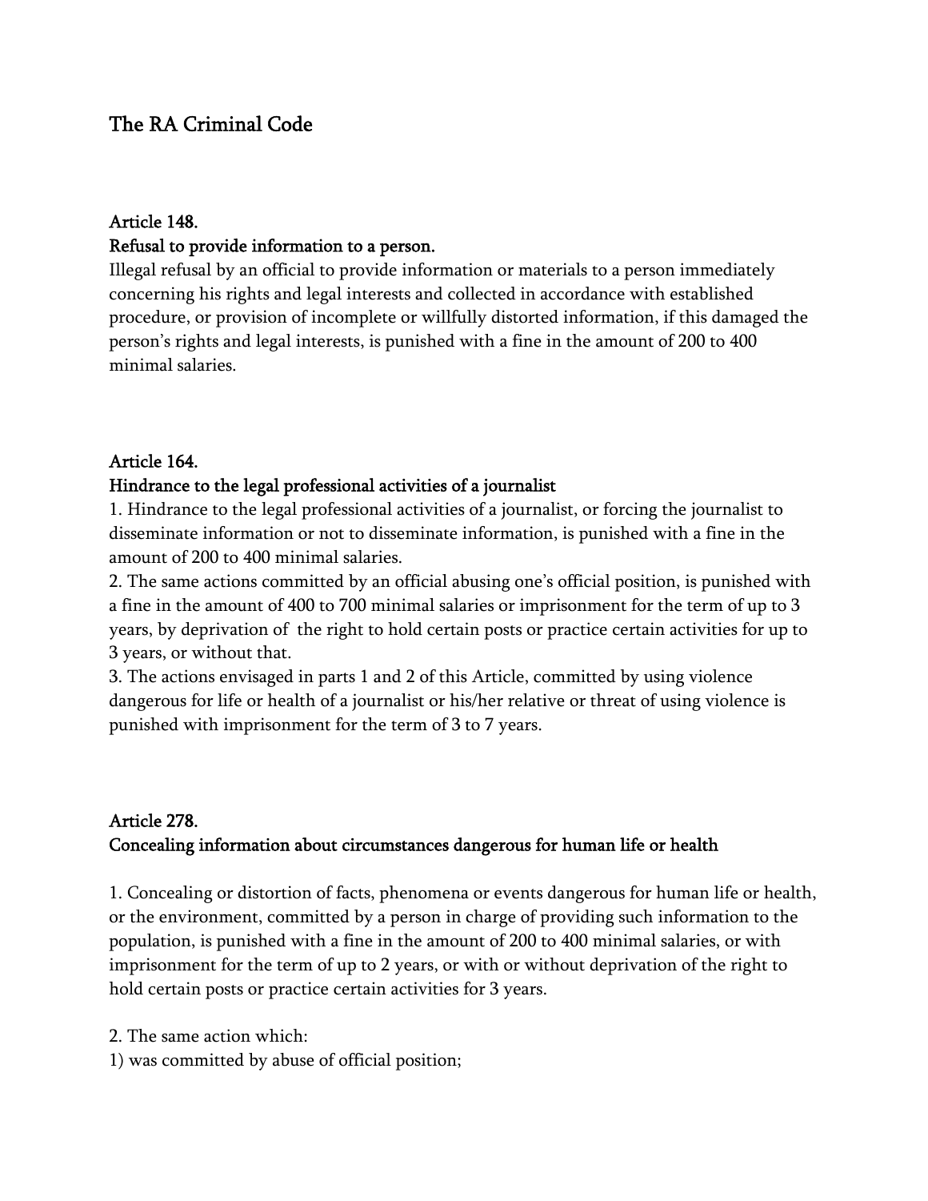# The RA Criminal Code

## Article 148.

### Refusal to provide information to a person.

Illegal refusal by an official to provide information or materials to a person immediately concerning his rights and legal interests and collected in accordance with established procedure, or provision of incomplete or willfully distorted information, if this damaged the person's rights and legal interests, is punished with a fine in the amount of 200 to 400 minimal salaries.

## Article 164.

### Hindrance to the legal professional activities of a journalist

1. Hindrance to the legal professional activities of a journalist, or forcing the journalist to disseminate information or not to disseminate information, is punished with a fine in the amount of 200 to 400 minimal salaries.
2. The same actions committed by an official abusing one's official position, is punished with a fine in the amount of 400 to 700 minimal salaries or imprisonment for the term of up to 3 years, by deprivation of the right to hold certain posts or practice certain activities for up to 3 years, or without that.
3. The actions envisaged in parts 1 and 2 of this Article, committed by using violence dangerous for life or health of a journalist or his/her relative or threat of using violence is punished with imprisonment for the term of 3 to 7 years.

## Article 278.

### Concealing information about circumstances dangerous for human life or health

1. Concealing or distortion of facts, phenomena or events dangerous for human life or health, or the environment, committed by a person in charge of providing such information to the population, is punished with a fine in the amount of 200 to 400 minimal salaries, or with imprisonment for the term of up to 2 years, or with or without deprivation of the right to hold certain posts or practice certain activities for 3 years.

2. The same action which:
1) was committed by abuse of official position;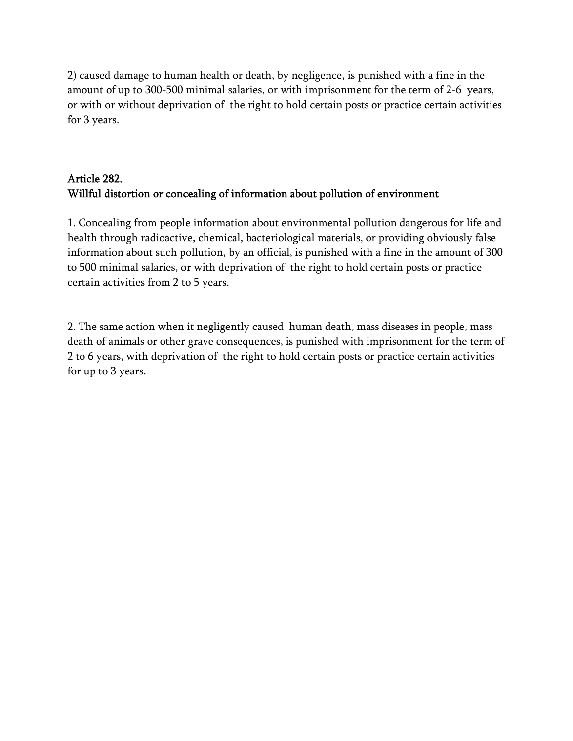2) caused damage to human health or death, by negligence, is punished with a fine in the amount of up to 300-500 minimal salaries, or with imprisonment for the term of 2-6 years, or with or without deprivation of the right to hold certain posts or practice certain activities for 3 years.

## Article 282.
## Willful distortion or concealing of information about pollution of environment

1. Concealing from people information about environmental pollution dangerous for life and health through radioactive, chemical, bacteriological materials, or providing obviously false information about such pollution, by an official, is punished with a fine in the amount of 300 to 500 minimal salaries, or with deprivation of the right to hold certain posts or practice certain activities from 2 to 5 years.

2. The same action when it negligently caused human death, mass diseases in people, mass death of animals or other grave consequences, is punished with imprisonment for the term of 2 to 6 years, with deprivation of the right to hold certain posts or practice certain activities for up to 3 years.